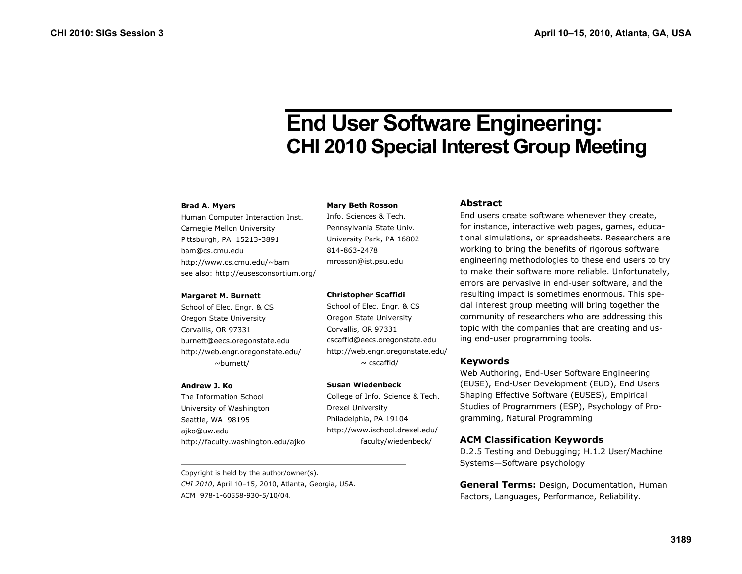# End User Software Engineering: CHI 2010 Special Interest Group Meeting

**Brad A. Myers**
Human Computer Interaction Inst.
Carnegie Mellon University
Pittsburgh, PA 15213-3891
bam@cs.cmu.edu
http://www.cs.cmu.edu/~bam
see also: http://eusesconsortium.org/

**Margaret M. Burnett**
School of Elec. Engr. & CS
Oregon State University
Corvallis, OR 97331
burnett@eecs.oregonstate.edu
http://web.engr.oregonstate.edu/~burnett/

**Andrew J. Ko**
The Information School
University of Washington
Seattle, WA 98195
ajko@uw.edu
http://faculty.washington.edu/ajko

**Mary Beth Rosson**
Info. Sciences & Tech.
Pennsylvania State Univ.
University Park, PA 16802
814-863-2478
mrosson@ist.psu.edu

**Christopher Scaffidi**
School of Elec. Engr. & CS
Oregon State University
Corvallis, OR 97331
cscaffid@eecs.oregonstate.edu
http://web.engr.oregonstate.edu/~ cscaffid/

**Susan Wiedenbeck**
College of Info. Science & Tech.
Drexel University
Philadelphia, PA 19104
http://www.ischool.drexel.edu/faculty/wiedenbeck/

Copyright is held by the author/owner(s).
*CHI 2010*, April 10–15, 2010, Atlanta, Georgia, USA.
ACM 978-1-60558-930-5/10/04.

## Abstract

End users create software whenever they create, for instance, interactive web pages, games, educational simulations, or spreadsheets. Researchers are working to bring the benefits of rigorous software engineering methodologies to these end users to try to make their software more reliable. Unfortunately, errors are pervasive in end-user software, and the resulting impact is sometimes enormous. This special interest group meeting will bring together the community of researchers who are addressing this topic with the companies that are creating and using end-user programming tools.

## Keywords

Web Authoring, End-User Software Engineering (EUSE), End-User Development (EUD), End Users Shaping Effective Software (EUSES), Empirical Studies of Programmers (ESP), Psychology of Programming, Natural Programming

## ACM Classification Keywords

D.2.5 Testing and Debugging; H.1.2 User/Machine Systems—Software psychology

**General Terms:** Design, Documentation, Human Factors, Languages, Performance, Reliability.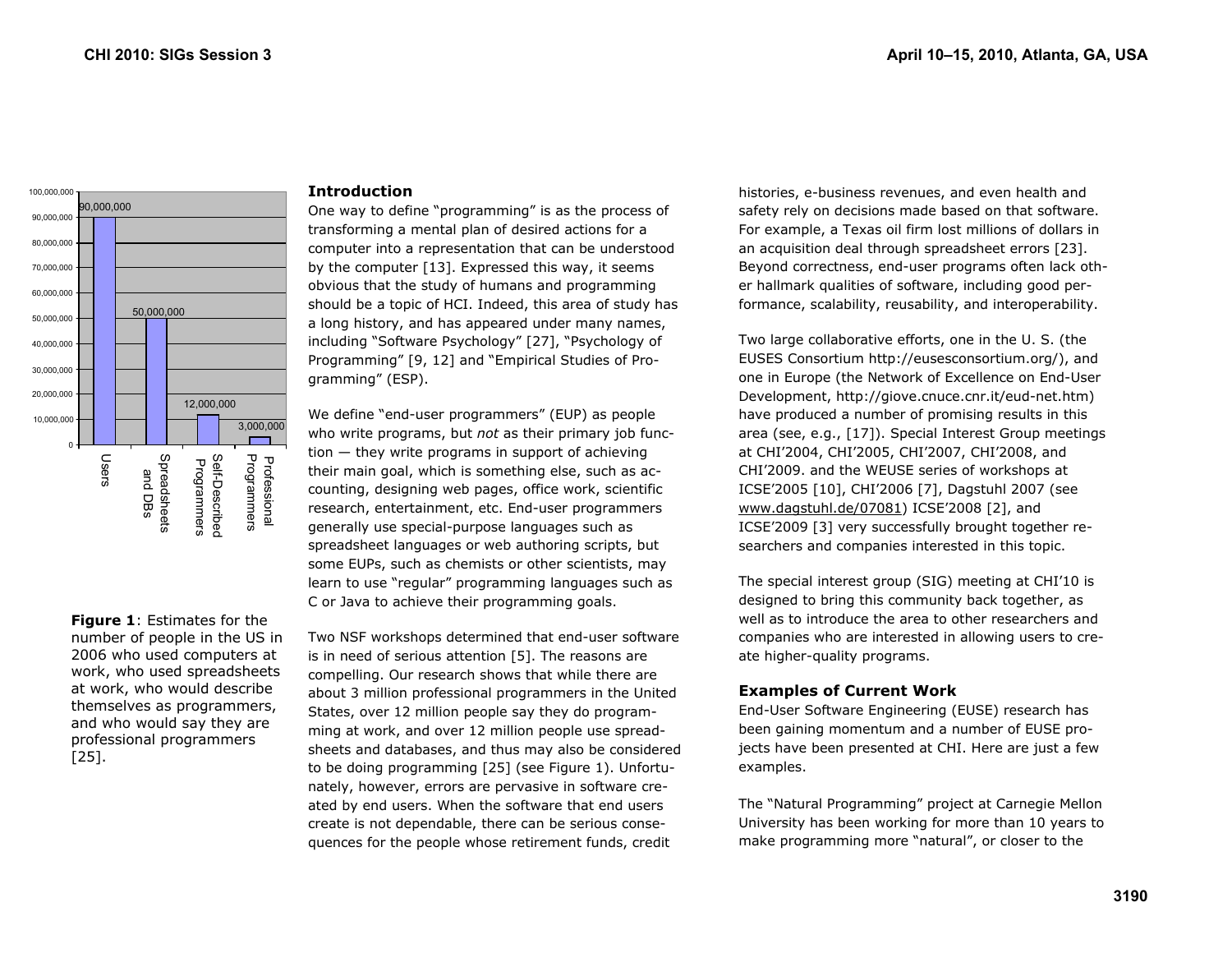**Figure 1**: Estimates for the number of people in the US in 2006 who used computers at work, who used spreadsheets at work, who would describe themselves as programmers, and who would say they are professional programmers [25].

## Introduction

One way to define "programming" is as the process of transforming a mental plan of desired actions for a computer into a representation that can be understood by the computer [13]. Expressed this way, it seems obvious that the study of humans and programming should be a topic of HCI. Indeed, this area of study has a long history, and has appeared under many names, including "Software Psychology" [27], "Psychology of Programming" [9, 12] and "Empirical Studies of Programming" (ESP).

We define "end-user programmers" (EUP) as people who write programs, but *not* as their primary job function — they write programs in support of achieving their main goal, which is something else, such as accounting, designing web pages, office work, scientific research, entertainment, etc. End-user programmers generally use special-purpose languages such as spreadsheet languages or web authoring scripts, but some EUPs, such as chemists or other scientists, may learn to use "regular" programming languages such as C or Java to achieve their programming goals.

Two NSF workshops determined that end-user software is in need of serious attention [5]. The reasons are compelling. Our research shows that while there are about 3 million professional programmers in the United States, over 12 million people say they do programming at work, and over 12 million people use spreadsheets and databases, and thus may also be considered to be doing programming [25] (see Figure 1). Unfortunately, however, errors are pervasive in software created by end users. When the software that end users create is not dependable, there can be serious consequences for the people whose retirement funds, credit histories, e-business revenues, and even health and safety rely on decisions made based on that software. For example, a Texas oil firm lost millions of dollars in an acquisition deal through spreadsheet errors [23]. Beyond correctness, end-user programs often lack other hallmark qualities of software, including good performance, scalability, reusability, and interoperability.

Two large collaborative efforts, one in the U. S. (the EUSES Consortium http://eusesconsortium.org/), and one in Europe (the Network of Excellence on End-User Development, http://giove.cnuce.cnr.it/eud-net.htm) have produced a number of promising results in this area (see, e.g., [17]). Special Interest Group meetings at CHI'2004, CHI'2005, CHI'2007, CHI'2008, and CHI'2009. and the WEUSE series of workshops at ICSE'2005 [10], CHI'2006 [7], Dagstuhl 2007 (see www.dagstuhl.de/07081) ICSE'2008 [2], and ICSE'2009 [3] very successfully brought together researchers and companies interested in this topic.

The special interest group (SIG) meeting at CHI'10 is designed to bring this community back together, as well as to introduce the area to other researchers and companies who are interested in allowing users to create higher-quality programs.

## Examples of Current Work

End-User Software Engineering (EUSE) research has been gaining momentum and a number of EUSE projects have been presented at CHI. Here are just a few examples.

The "Natural Programming" project at Carnegie Mellon University has been working for more than 10 years to make programming more "natural", or closer to the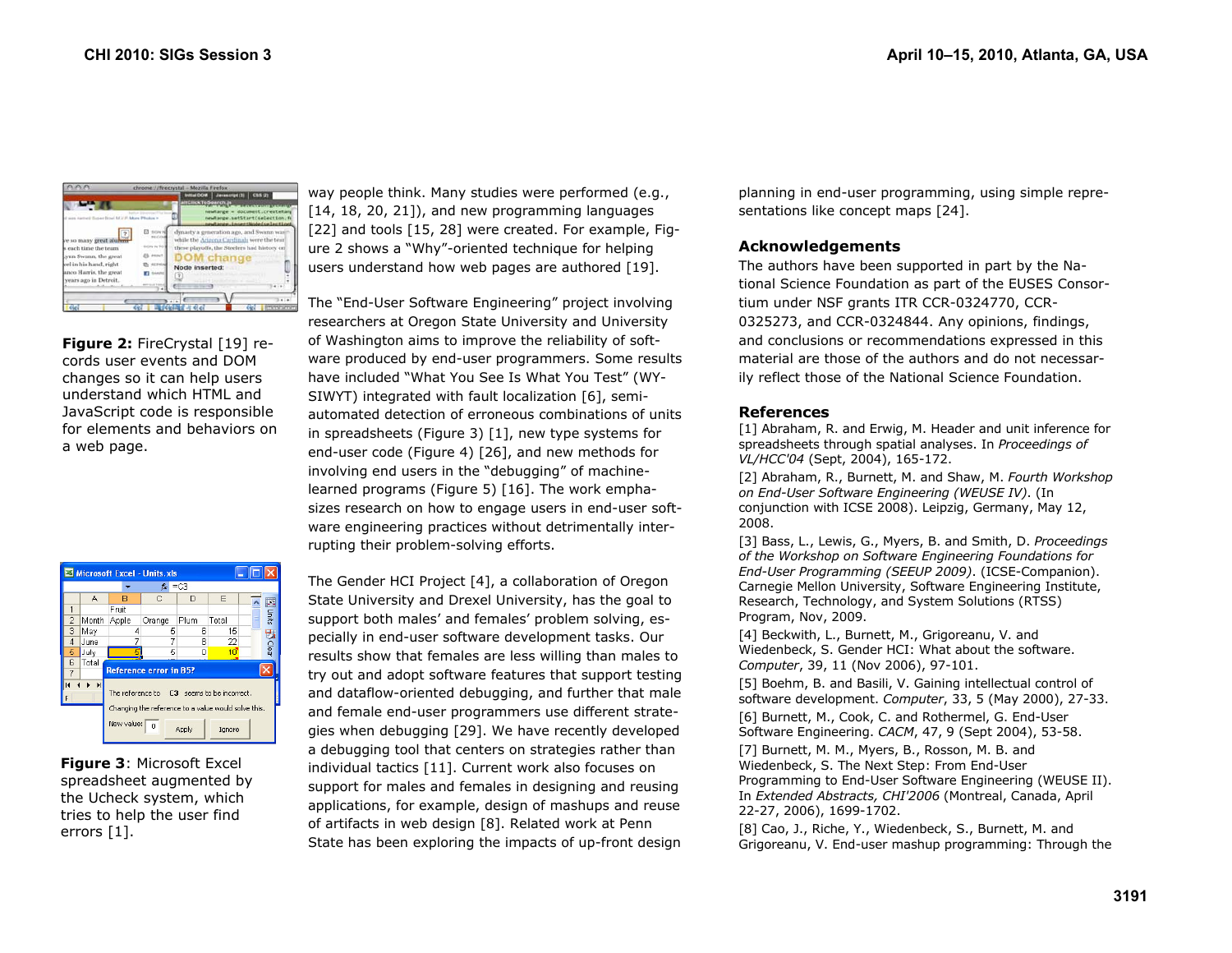**Figure 2:** FireCrystal [19] records user events and DOM changes so it can help users understand which HTML and JavaScript code is responsible for elements and behaviors on a web page.

**Figure 3**: Microsoft Excel spreadsheet augmented by the Ucheck system, which tries to help the user find errors [1].

way people think. Many studies were performed (e.g., [14, 18, 20, 21]), and new programming languages [22] and tools [15, 28] were created. For example, Figure 2 shows a "Why"-oriented technique for helping users understand how web pages are authored [19].

The "End-User Software Engineering" project involving researchers at Oregon State University and University of Washington aims to improve the reliability of software produced by end-user programmers. Some results have included "What You See Is What You Test" (WYSIWYT) integrated with fault localization [6], semi-automated detection of erroneous combinations of units in spreadsheets (Figure 3) [1], new type systems for end-user code (Figure 4) [26], and new methods for involving end users in the "debugging" of machine-learned programs (Figure 5) [16]. The work emphasizes research on how to engage users in end-user software engineering practices without detrimentally interrupting their problem-solving efforts.

The Gender HCI Project [4], a collaboration of Oregon State University and Drexel University, has the goal to support both males' and females' problem solving, especially in end-user software development tasks. Our results show that females are less willing than males to try out and adopt software features that support testing and dataflow-oriented debugging, and further that male and female end-user programmers use different strategies when debugging [29]. We have recently developed a debugging tool that centers on strategies rather than individual tactics [11]. Current work also focuses on support for males and females in designing and reusing applications, for example, design of mashups and reuse of artifacts in web design [8]. Related work at Penn State has been exploring the impacts of up-front design planning in end-user programming, using simple representations like concept maps [24].

## Acknowledgements

The authors have been supported in part by the National Science Foundation as part of the EUSES Consortium under NSF grants ITR CCR-0324770, CCR-0325273, and CCR-0324844. Any opinions, findings, and conclusions or recommendations expressed in this material are those of the authors and do not necessarily reflect those of the National Science Foundation.

## References

[1] Abraham, R. and Erwig, M. Header and unit inference for spreadsheets through spatial analyses. In *Proceedings of VL/HCC'04* (Sept, 2004), 165-172.

[2] Abraham, R., Burnett, M. and Shaw, M. *Fourth Workshop on End-User Software Engineering (WEUSE IV)*. (In conjunction with ICSE 2008). Leipzig, Germany, May 12, 2008.

[3] Bass, L., Lewis, G., Myers, B. and Smith, D. *Proceedings of the Workshop on Software Engineering Foundations for End-User Programming (SEEUP 2009)*. (ICSE-Companion). Carnegie Mellon University, Software Engineering Institute, Research, Technology, and System Solutions (RTSS) Program, Nov, 2009.

[4] Beckwith, L., Burnett, M., Grigoreanu, V. and Wiedenbeck, S. Gender HCI: What about the software. *Computer*, 39, 11 (Nov 2006), 97-101.

[5] Boehm, B. and Basili, V. Gaining intellectual control of software development. *Computer*, 33, 5 (May 2000), 27-33.

[6] Burnett, M., Cook, C. and Rothermel, G. End-User Software Engineering. *CACM*, 47, 9 (Sept 2004), 53-58.

[7] Burnett, M. M., Myers, B., Rosson, M. B. and Wiedenbeck, S. The Next Step: From End-User Programming to End-User Software Engineering (WEUSE II). In *Extended Abstracts, CHI'2006* (Montreal, Canada, April 22-27, 2006), 1699-1702.

[8] Cao, J., Riche, Y., Wiedenbeck, S., Burnett, M. and Grigoreanu, V. End-user mashup programming: Through the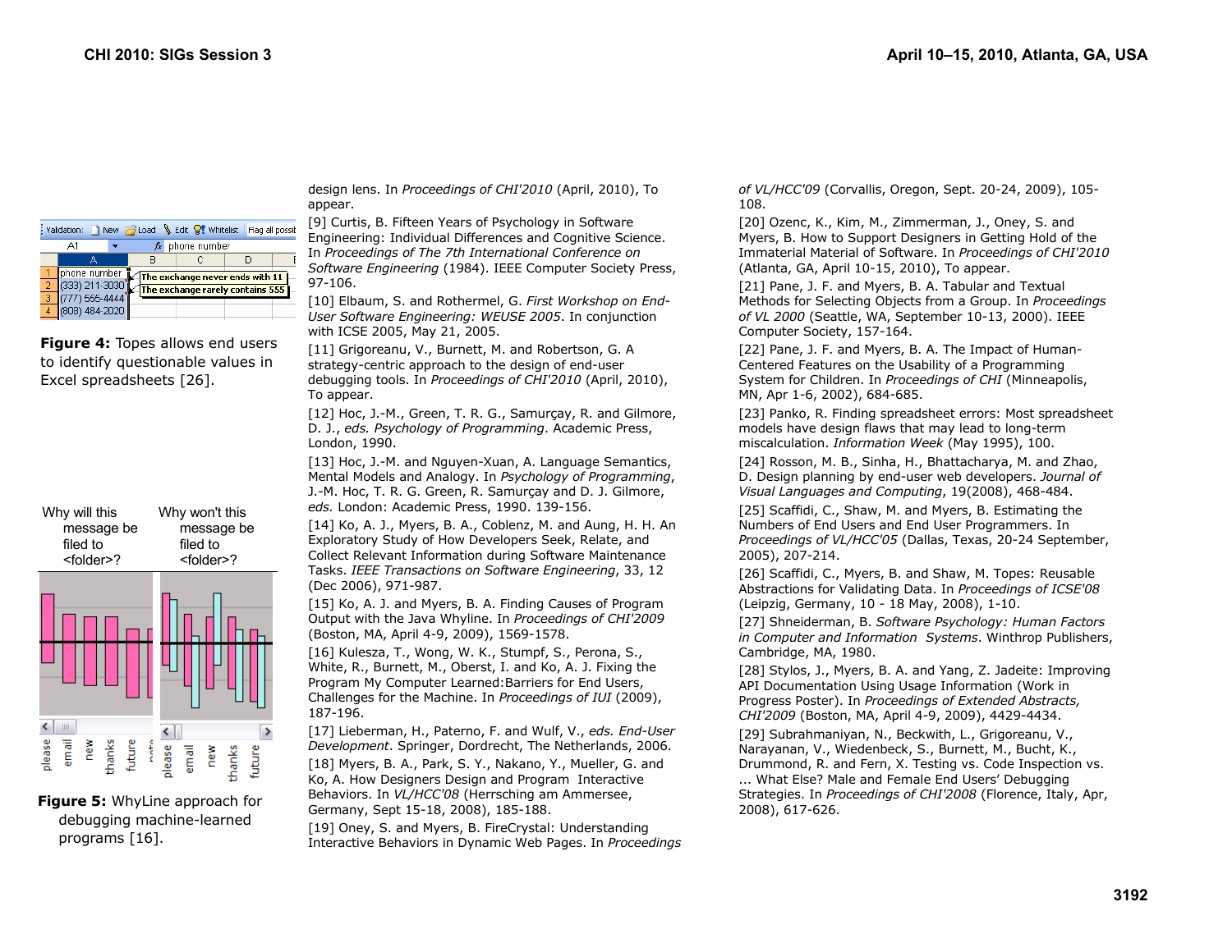Validation: New Load Edit Whitelist Flag all possit

A1 phone number

phone number

(333) 211-3030

(777) 555-4444

(808) 484-2020

The exchange never ends with 11

The exchange rarely contains 555

**Figure 4:** Topes allows end users to identify questionable values in Excel spreadsheets [26].

Why will this message be filed to <folder>?

Why won't this message be filed to <folder>?

please email new thanks future note

please email new thanks future

**Figure 5:** WhyLine approach for debugging machine-learned programs [16].

design lens. In *Proceedings of CHI'2010* (April, 2010), To appear.

[9] Curtis, B. Fifteen Years of Psychology in Software Engineering: Individual Differences and Cognitive Science. In *Proceedings of The 7th International Conference on Software Engineering* (1984). IEEE Computer Society Press, 97-106.

[10] Elbaum, S. and Rothermel, G. *First Workshop on End-User Software Engineering: WEUSE 2005*. In conjunction with ICSE 2005, May 21, 2005.

[11] Grigoreanu, V., Burnett, M. and Robertson, G. A strategy-centric approach to the design of end-user debugging tools. In *Proceedings of CHI'2010* (April, 2010), To appear.

[12] Hoc, J.-M., Green, T. R. G., Samurçay, R. and Gilmore, D. J., *eds. Psychology of Programming*. Academic Press, London, 1990.

[13] Hoc, J.-M. and Nguyen-Xuan, A. Language Semantics, Mental Models and Analogy. In *Psychology of Programming*, J.-M. Hoc, T. R. G. Green, R. Samurçay and D. J. Gilmore, *eds.* London: Academic Press, 1990. 139-156.

[14] Ko, A. J., Myers, B. A., Coblenz, M. and Aung, H. H. An Exploratory Study of How Developers Seek, Relate, and Collect Relevant Information during Software Maintenance Tasks. *IEEE Transactions on Software Engineering*, 33, 12 (Dec 2006), 971-987.

[15] Ko, A. J. and Myers, B. A. Finding Causes of Program Output with the Java Whyline. In *Proceedings of CHI'2009* (Boston, MA, April 4-9, 2009), 1569-1578.

[16] Kulesza, T., Wong, W. K., Stumpf, S., Perona, S., White, R., Burnett, M., Oberst, I. and Ko, A. J. Fixing the Program My Computer Learned:Barriers for End Users, Challenges for the Machine. In *Proceedings of IUI* (2009), 187-196.

[17] Lieberman, H., Paterno, F. and Wulf, V., *eds. End-User Development*. Springer, Dordrecht, The Netherlands, 2006.

[18] Myers, B. A., Park, S. Y., Nakano, Y., Mueller, G. and Ko, A. J. How Designers Design and Program Interactive Behaviors. In *VL/HCC'08* (Herrsching am Ammersee, Germany, Sept 15-18, 2008), 185-188.

[19] Oney, S. and Myers, B. FireCrystal: Understanding Interactive Behaviors in Dynamic Web Pages. In *Proceedings of VL/HCC'09* (Corvallis, Oregon, Sept. 20-24, 2009), 105-108.

[20] Ozenc, K., Kim, M., Zimmerman, J., Oney, S. and Myers, B. How to Support Designers in Getting Hold of the Immaterial Material of Software. In *Proceedings of CHI'2010* (Atlanta, GA, April 10-15, 2010), To appear.

[21] Pane, J. F. and Myers, B. A. Tabular and Textual Methods for Selecting Objects from a Group. In *Proceedings of VL 2000* (Seattle, WA, September 10-13, 2000). IEEE Computer Society, 157-164.

[22] Pane, J. F. and Myers, B. A. The Impact of Human-Centered Features on the Usability of a Programming System for Children. In *Proceedings of CHI* (Minneapolis, MN, Apr 1-6, 2002), 684-685.

[23] Panko, R. Finding spreadsheet errors: Most spreadsheet models have design flaws that may lead to long-term miscalculation. *Information Week* (May 1995), 100.

[24] Rosson, M. B., Sinha, H., Bhattacharya, M. and Zhao, D. Design planning by end-user web developers. *Journal of Visual Languages and Computing*, 19(2008), 468-484.

[25] Scaffidi, C., Shaw, M. and Myers, B. Estimating the Numbers of End Users and End User Programmers. In *Proceedings of VL/HCC'05* (Dallas, Texas, 20-24 September, 2005), 207-214.

[26] Scaffidi, C., Myers, B. and Shaw, M. Topes: Reusable Abstractions for Validating Data. In *Proceedings of ICSE'08* (Leipzig, Germany, 10 - 18 May, 2008), 1-10.

[27] Shneiderman, B. *Software Psychology: Human Factors in Computer and Information Systems*. Winthrop Publishers, Cambridge, MA, 1980.

[28] Stylos, J., Myers, B. A. and Yang, Z. Jadeite: Improving API Documentation Using Usage Information (Work in Progress Poster). In *Proceedings of Extended Abstracts, CHI'2009* (Boston, MA, April 4-9, 2009), 4429-4434.

[29] Subrahmaniyan, N., Beckwith, L., Grigoreanu, V., Narayanan, V., Wiedenbeck, S., Burnett, M., Bucht, K., Drummond, R. and Fern, X. Testing vs. Code Inspection vs. ... What Else? Male and Female End Users' Debugging Strategies. In *Proceedings of CHI'2008* (Florence, Italy, Apr, 2008), 617-626.